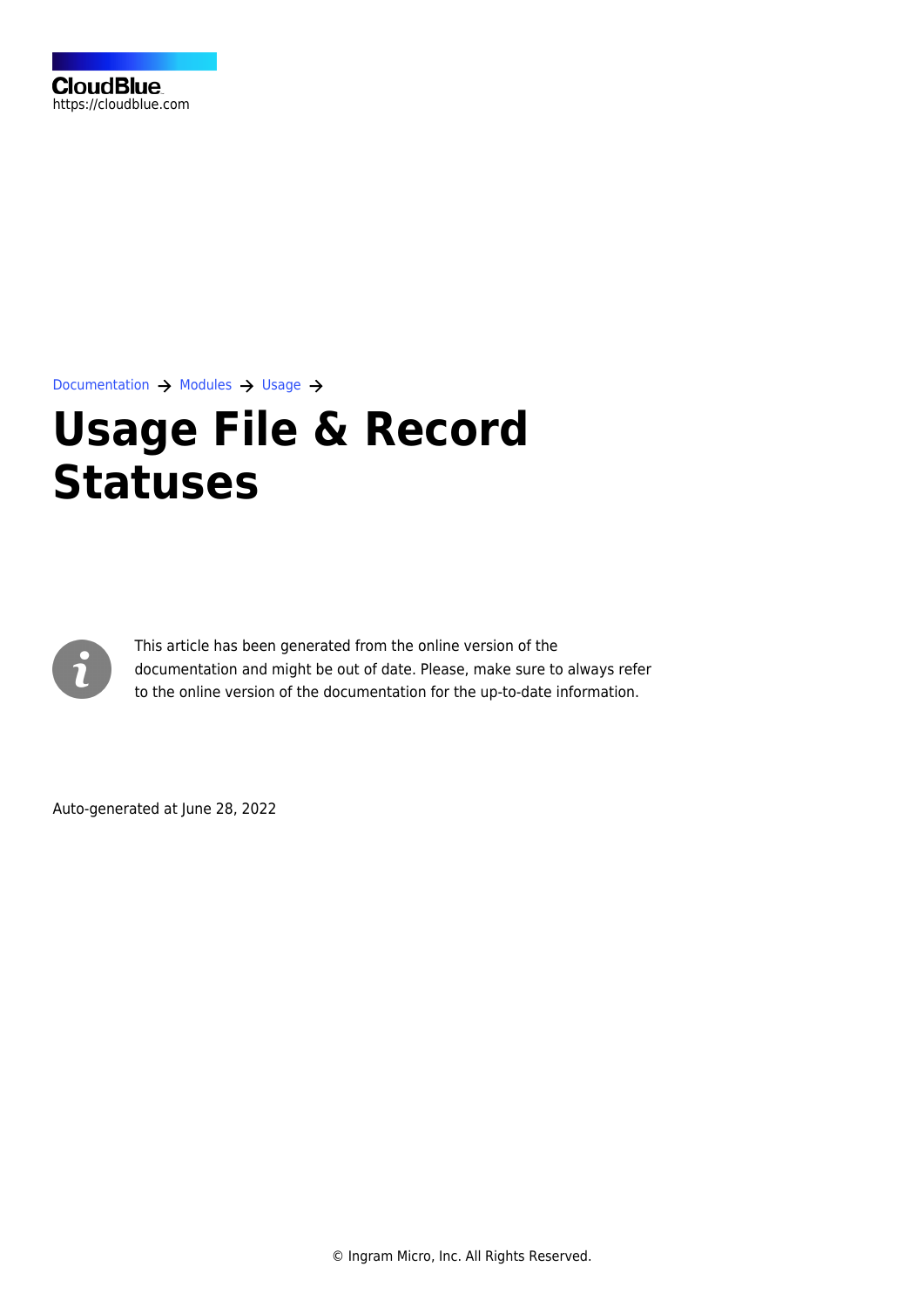CloudBlue
https://cloudblue.com

Documentation → Modules → Usage →

# Usage File & Record Statuses

This article has been generated from the online version of the documentation and might be out of date. Please, make sure to always refer to the online version of the documentation for the up-to-date information.

Auto-generated at June 28, 2022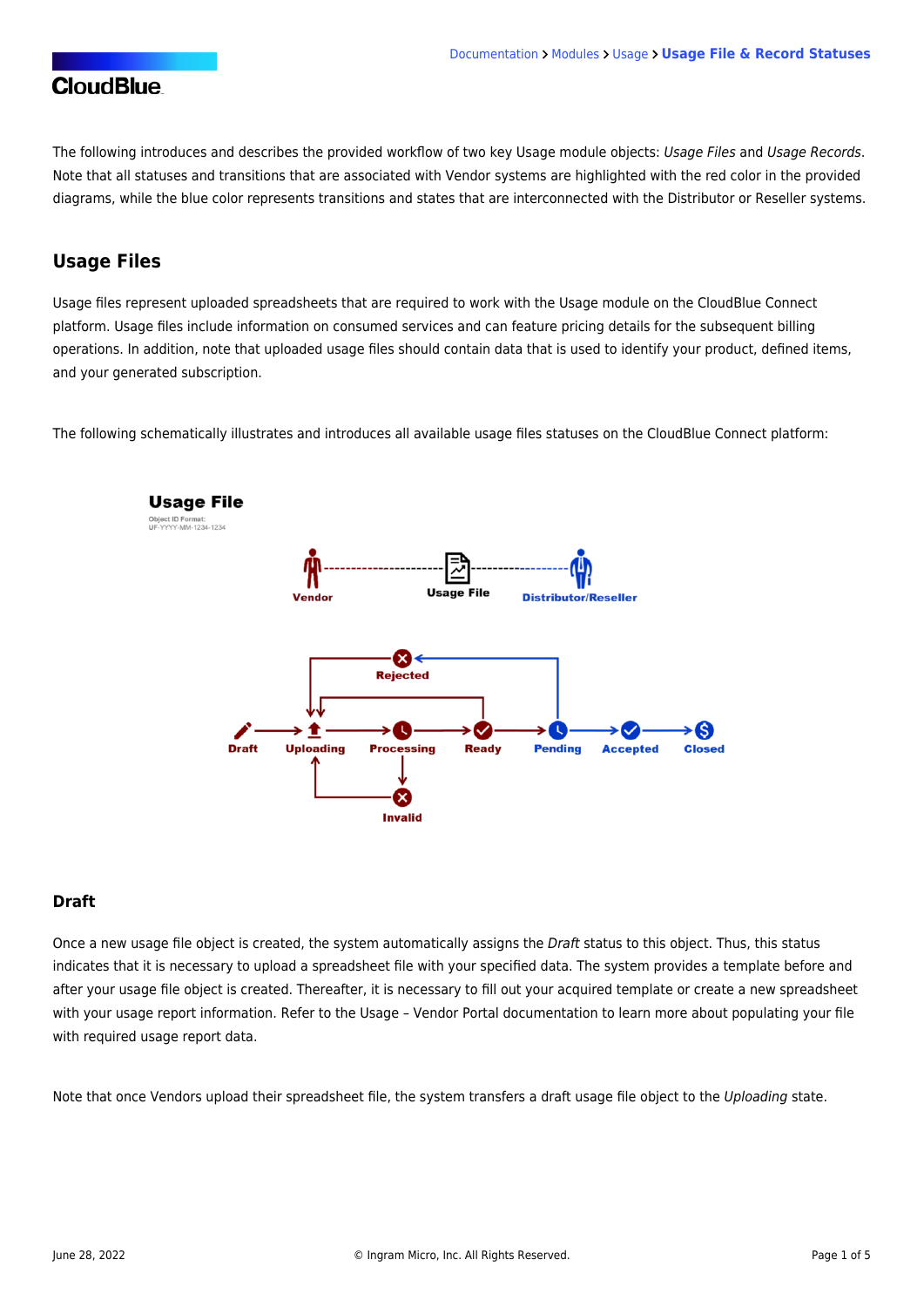The following introduces and describes the provided workflow of two key Usage module objects: *Usage Files* and *Usage Records*. Note that all statuses and transitions that are associated with Vendor systems are highlighted with the red color in the provided diagrams, while the blue color represents transitions and states that are interconnected with the Distributor or Reseller systems.

## Usage Files

Usage files represent uploaded spreadsheets that are required to work with the Usage module on the CloudBlue Connect platform. Usage files include information on consumed services and can feature pricing details for the subsequent billing operations. In addition, note that uploaded usage files should contain data that is used to identify your product, defined items, and your generated subscription.

The following schematically illustrates and introduces all available usage files statuses on the CloudBlue Connect platform:

### Draft

Once a new usage file object is created, the system automatically assigns the *Draft* status to this object. Thus, this status indicates that it is necessary to upload a spreadsheet file with your specified data. The system provides a template before and after your usage file object is created. Thereafter, it is necessary to fill out your acquired template or create a new spreadsheet with your usage report information. Refer to the Usage – Vendor Portal documentation to learn more about populating your file with required usage report data.

Note that once Vendors upload their spreadsheet file, the system transfers a draft usage file object to the *Uploading* state.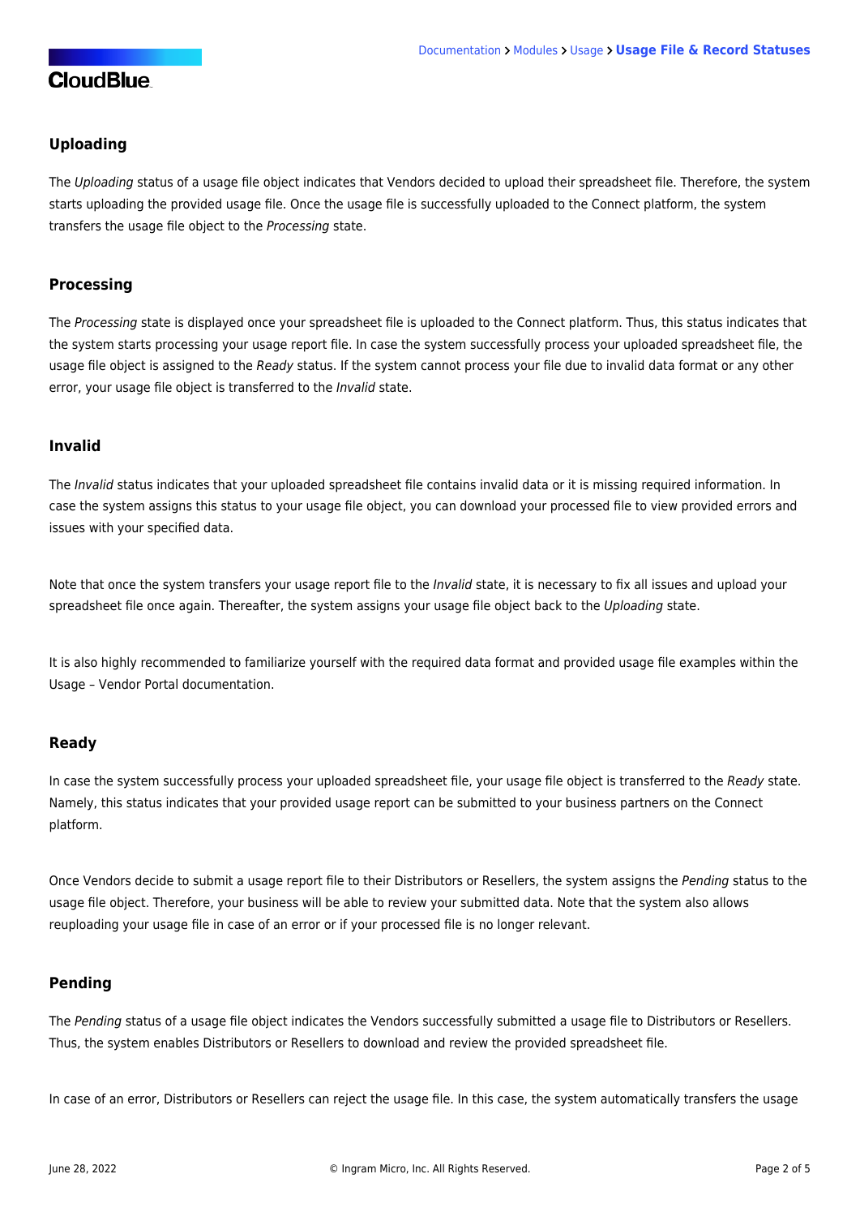### Uploading

The *Uploading* status of a usage file object indicates that Vendors decided to upload their spreadsheet file. Therefore, the system starts uploading the provided usage file. Once the usage file is successfully uploaded to the Connect platform, the system transfers the usage file object to the *Processing* state.

### Processing

The *Processing* state is displayed once your spreadsheet file is uploaded to the Connect platform. Thus, this status indicates that the system starts processing your usage report file. In case the system successfully process your uploaded spreadsheet file, the usage file object is assigned to the *Ready* status. If the system cannot process your file due to invalid data format or any other error, your usage file object is transferred to the *Invalid* state.

### Invalid

The *Invalid* status indicates that your uploaded spreadsheet file contains invalid data or it is missing required information. In case the system assigns this status to your usage file object, you can download your processed file to view provided errors and issues with your specified data.

Note that once the system transfers your usage report file to the *Invalid* state, it is necessary to fix all issues and upload your spreadsheet file once again. Thereafter, the system assigns your usage file object back to the *Uploading* state.

It is also highly recommended to familiarize yourself with the required data format and provided usage file examples within the Usage – Vendor Portal documentation.

### Ready

In case the system successfully process your uploaded spreadsheet file, your usage file object is transferred to the *Ready* state. Namely, this status indicates that your provided usage report can be submitted to your business partners on the Connect platform.

Once Vendors decide to submit a usage report file to their Distributors or Resellers, the system assigns the *Pending* status to the usage file object. Therefore, your business will be able to review your submitted data. Note that the system also allows reuploading your usage file in case of an error or if your processed file is no longer relevant.

### Pending

The *Pending* status of a usage file object indicates the Vendors successfully submitted a usage file to Distributors or Resellers. Thus, the system enables Distributors or Resellers to download and review the provided spreadsheet file.

In case of an error, Distributors or Resellers can reject the usage file. In this case, the system automatically transfers the usage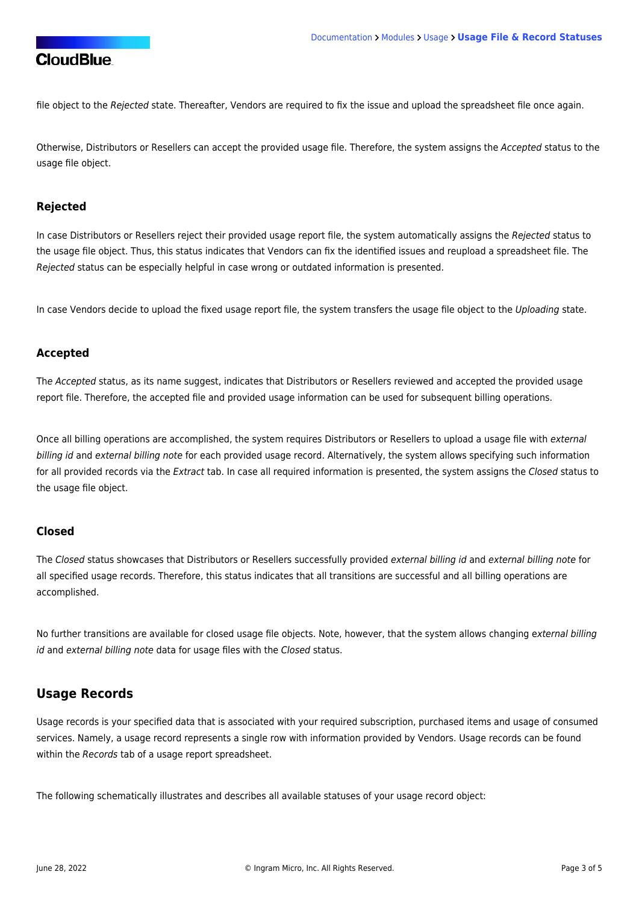file object to the *Rejected* state. Thereafter, Vendors are required to fix the issue and upload the spreadsheet file once again.

Otherwise, Distributors or Resellers can accept the provided usage file. Therefore, the system assigns the *Accepted* status to the usage file object.

### Rejected

In case Distributors or Resellers reject their provided usage report file, the system automatically assigns the *Rejected* status to the usage file object. Thus, this status indicates that Vendors can fix the identified issues and reupload a spreadsheet file. The *Rejected* status can be especially helpful in case wrong or outdated information is presented.

In case Vendors decide to upload the fixed usage report file, the system transfers the usage file object to the *Uploading* state.

### Accepted

The *Accepted* status, as its name suggest, indicates that Distributors or Resellers reviewed and accepted the provided usage report file. Therefore, the accepted file and provided usage information can be used for subsequent billing operations.

Once all billing operations are accomplished, the system requires Distributors or Resellers to upload a usage file with *external billing id* and *external billing note* for each provided usage record. Alternatively, the system allows specifying such information for all provided records via the *Extract* tab. In case all required information is presented, the system assigns the *Closed* status to the usage file object.

### Closed

The *Closed* status showcases that Distributors or Resellers successfully provided *external billing id* and *external billing note* for all specified usage records. Therefore, this status indicates that all transitions are successful and all billing operations are accomplished.

No further transitions are available for closed usage file objects. Note, however, that the system allows changing e*xternal billing id* and *external billing note* data for usage files with the *Closed* status.

## Usage Records

Usage records is your specified data that is associated with your required subscription, purchased items and usage of consumed services. Namely, a usage record represents a single row with information provided by Vendors. Usage records can be found within the *Records* tab of a usage report spreadsheet.

The following schematically illustrates and describes all available statuses of your usage record object: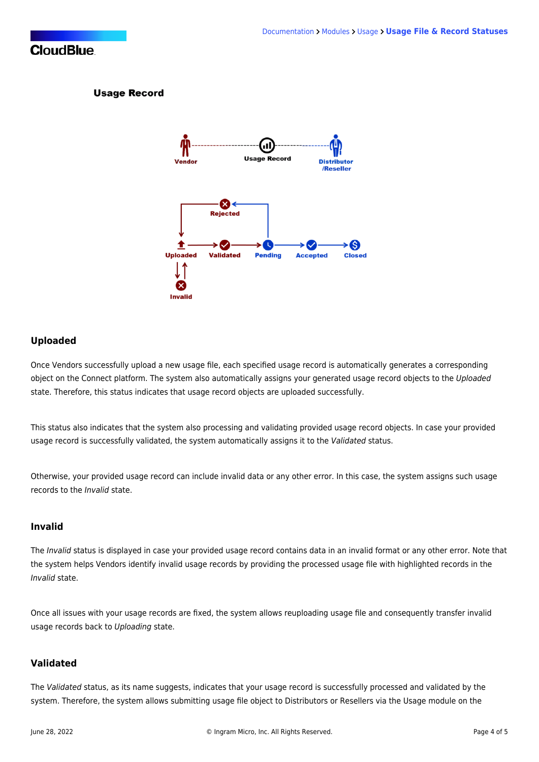### Usage Record

## Uploaded

Once Vendors successfully upload a new usage file, each specified usage record is automatically generates a corresponding object on the Connect platform. The system also automatically assigns your generated usage record objects to the *Uploaded* state. Therefore, this status indicates that usage record objects are uploaded successfully.

This status also indicates that the system also processing and validating provided usage record objects. In case your provided usage record is successfully validated, the system automatically assigns it to the *Validated* status.

Otherwise, your provided usage record can include invalid data or any other error. In this case, the system assigns such usage records to the *Invalid* state.

## Invalid

The *Invalid* status is displayed in case your provided usage record contains data in an invalid format or any other error. Note that the system helps Vendors identify invalid usage records by providing the processed usage file with highlighted records in the *Invalid* state.

Once all issues with your usage records are fixed, the system allows reuploading usage file and consequently transfer invalid usage records back to *Uploading* state.

## Validated

The *Validated* status, as its name suggests, indicates that your usage record is successfully processed and validated by the system. Therefore, the system allows submitting usage file object to Distributors or Resellers via the Usage module on the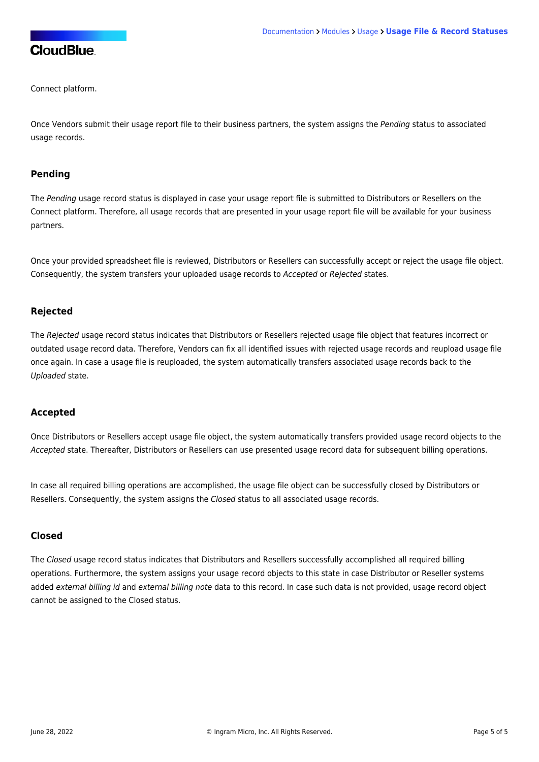Connect platform.

Once Vendors submit their usage report file to their business partners, the system assigns the *Pending* status to associated usage records.

### Pending

The *Pending* usage record status is displayed in case your usage report file is submitted to Distributors or Resellers on the Connect platform. Therefore, all usage records that are presented in your usage report file will be available for your business partners.

Once your provided spreadsheet file is reviewed, Distributors or Resellers can successfully accept or reject the usage file object. Consequently, the system transfers your uploaded usage records to *Accepted* or *Rejected* states.

### Rejected

The *Rejected* usage record status indicates that Distributors or Resellers rejected usage file object that features incorrect or outdated usage record data. Therefore, Vendors can fix all identified issues with rejected usage records and reupload usage file once again. In case a usage file is reuploaded, the system automatically transfers associated usage records back to the *Uploaded* state.

### Accepted

Once Distributors or Resellers accept usage file object, the system automatically transfers provided usage record objects to the *Accepted* state. Thereafter, Distributors or Resellers can use presented usage record data for subsequent billing operations.

In case all required billing operations are accomplished, the usage file object can be successfully closed by Distributors or Resellers. Consequently, the system assigns the *Closed* status to all associated usage records.

### Closed

The *Closed* usage record status indicates that Distributors and Resellers successfully accomplished all required billing operations. Furthermore, the system assigns your usage record objects to this state in case Distributor or Reseller systems added *external billing id* and *external billing note* data to this record. In case such data is not provided, usage record object cannot be assigned to the Closed status.